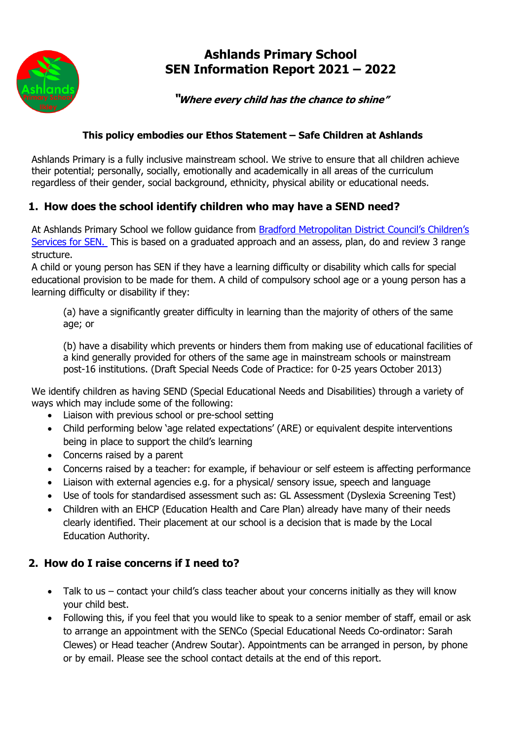# Ashlands Primary School
# SEN Information Report 2021 – 2022

***"Where every child has the chance to shine"***

**This policy embodies our Ethos Statement – Safe Children at Ashlands**

Ashlands Primary is a fully inclusive mainstream school. We strive to ensure that all children achieve their potential; personally, socially, emotionally and academically in all areas of the curriculum regardless of their gender, social background, ethnicity, physical ability or educational needs.

## 1. How does the school identify children who may have a SEND need?

At Ashlands Primary School we follow guidance from Bradford Metropolitan District Council's Children's Services for SEN. This is based on a graduated approach and an assess, plan, do and review 3 range structure.

A child or young person has SEN if they have a learning difficulty or disability which calls for special educational provision to be made for them. A child of compulsory school age or a young person has a learning difficulty or disability if they:

> (a) have a significantly greater difficulty in learning than the majority of others of the same age; or
>
> (b) have a disability which prevents or hinders them from making use of educational facilities of a kind generally provided for others of the same age in mainstream schools or mainstream post-16 institutions. (Draft Special Needs Code of Practice: for 0-25 years October 2013)

We identify children as having SEND (Special Educational Needs and Disabilities) through a variety of ways which may include some of the following:

- Liaison with previous school or pre-school setting
- Child performing below 'age related expectations' (ARE) or equivalent despite interventions being in place to support the child's learning
- Concerns raised by a parent
- Concerns raised by a teacher: for example, if behaviour or self esteem is affecting performance
- Liaison with external agencies e.g. for a physical/ sensory issue, speech and language
- Use of tools for standardised assessment such as: GL Assessment (Dyslexia Screening Test)
- Children with an EHCP (Education Health and Care Plan) already have many of their needs clearly identified. Their placement at our school is a decision that is made by the Local Education Authority.

## 2. How do I raise concerns if I need to?

- Talk to us – contact your child's class teacher about your concerns initially as they will know your child best.
- Following this, if you feel that you would like to speak to a senior member of staff, email or ask to arrange an appointment with the SENCo (Special Educational Needs Co-ordinator: Sarah Clewes) or Head teacher (Andrew Soutar). Appointments can be arranged in person, by phone or by email. Please see the school contact details at the end of this report.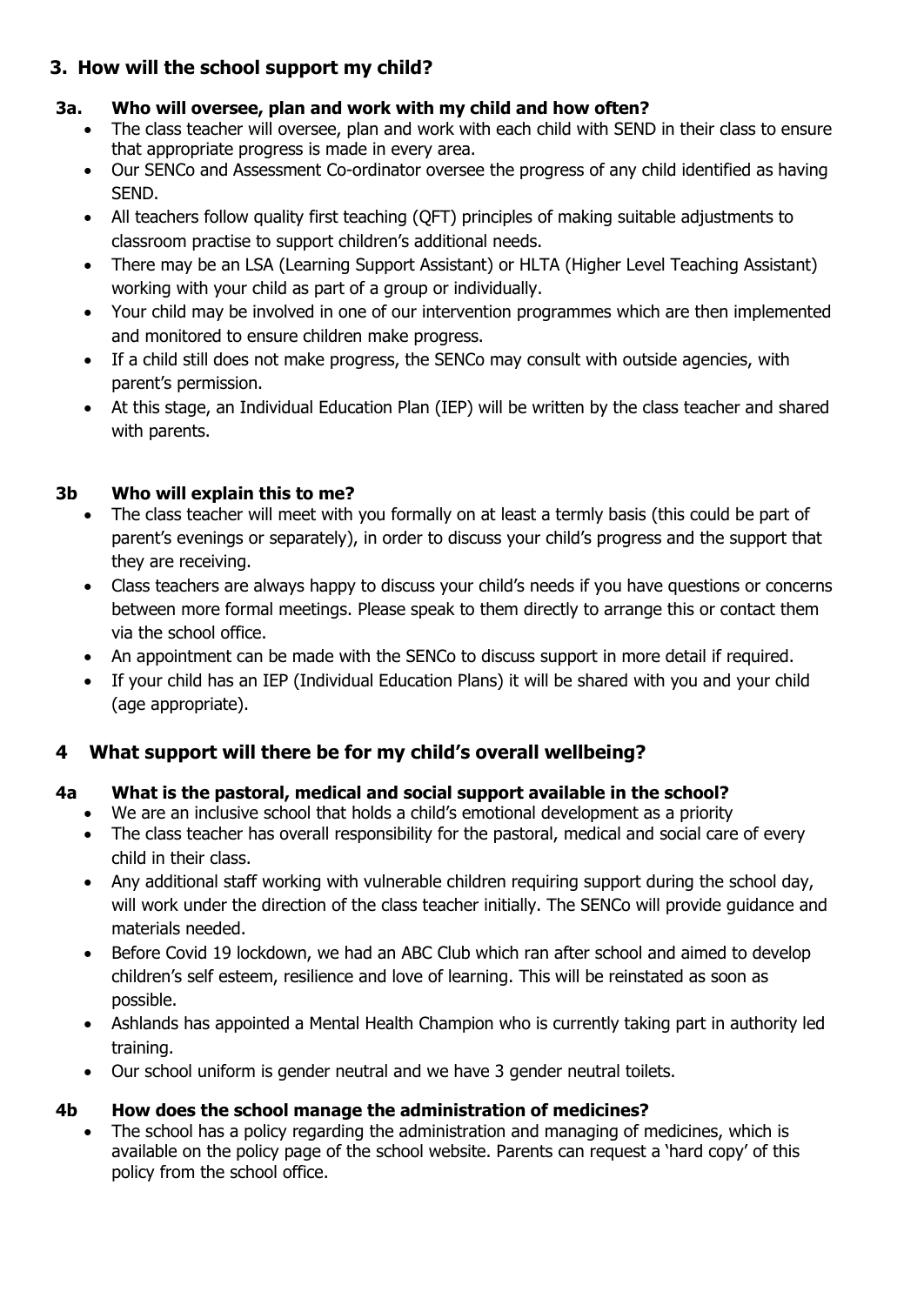## 3. How will the school support my child?

### 3a. Who will oversee, plan and work with my child and how often?

- The class teacher will oversee, plan and work with each child with SEND in their class to ensure that appropriate progress is made in every area.
- Our SENCo and Assessment Co-ordinator oversee the progress of any child identified as having SEND.
- All teachers follow quality first teaching (QFT) principles of making suitable adjustments to classroom practise to support children's additional needs.
- There may be an LSA (Learning Support Assistant) or HLTA (Higher Level Teaching Assistant) working with your child as part of a group or individually.
- Your child may be involved in one of our intervention programmes which are then implemented and monitored to ensure children make progress.
- If a child still does not make progress, the SENCo may consult with outside agencies, with parent's permission.
- At this stage, an Individual Education Plan (IEP) will be written by the class teacher and shared with parents.

### 3b Who will explain this to me?

- The class teacher will meet with you formally on at least a termly basis (this could be part of parent's evenings or separately), in order to discuss your child's progress and the support that they are receiving.
- Class teachers are always happy to discuss your child's needs if you have questions or concerns between more formal meetings. Please speak to them directly to arrange this or contact them via the school office.
- An appointment can be made with the SENCo to discuss support in more detail if required.
- If your child has an IEP (Individual Education Plans) it will be shared with you and your child (age appropriate).

## 4 What support will there be for my child's overall wellbeing?

### 4a What is the pastoral, medical and social support available in the school?

- We are an inclusive school that holds a child's emotional development as a priority
- The class teacher has overall responsibility for the pastoral, medical and social care of every child in their class.
- Any additional staff working with vulnerable children requiring support during the school day, will work under the direction of the class teacher initially. The SENCo will provide guidance and materials needed.
- Before Covid 19 lockdown, we had an ABC Club which ran after school and aimed to develop children's self esteem, resilience and love of learning. This will be reinstated as soon as possible.
- Ashlands has appointed a Mental Health Champion who is currently taking part in authority led training.
- Our school uniform is gender neutral and we have 3 gender neutral toilets.

### 4b How does the school manage the administration of medicines?

- The school has a policy regarding the administration and managing of medicines, which is available on the policy page of the school website. Parents can request a 'hard copy' of this policy from the school office.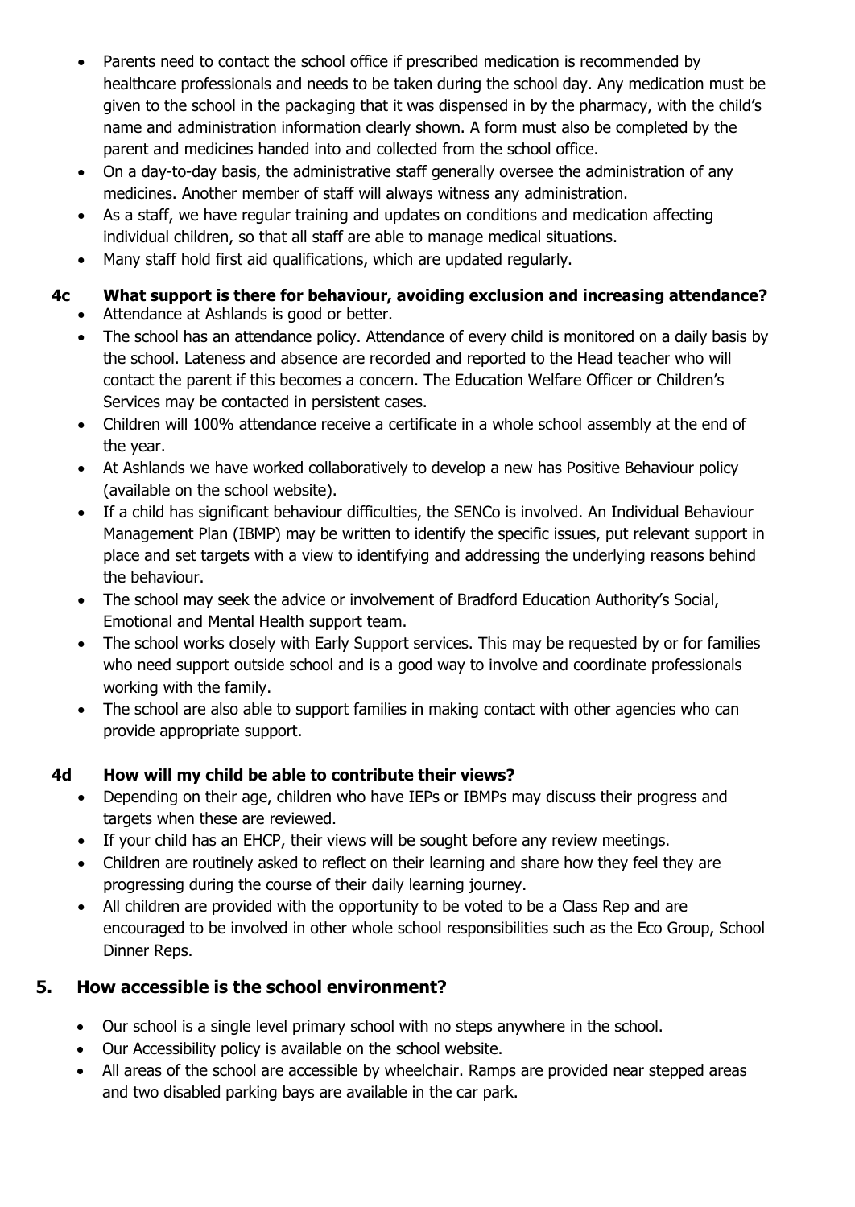- Parents need to contact the school office if prescribed medication is recommended by healthcare professionals and needs to be taken during the school day. Any medication must be given to the school in the packaging that it was dispensed in by the pharmacy, with the child's name and administration information clearly shown. A form must also be completed by the parent and medicines handed into and collected from the school office.
- On a day-to-day basis, the administrative staff generally oversee the administration of any medicines. Another member of staff will always witness any administration.
- As a staff, we have regular training and updates on conditions and medication affecting individual children, so that all staff are able to manage medical situations.
- Many staff hold first aid qualifications, which are updated regularly.

### 4c What support is there for behaviour, avoiding exclusion and increasing attendance?

- Attendance at Ashlands is good or better.
- The school has an attendance policy. Attendance of every child is monitored on a daily basis by the school. Lateness and absence are recorded and reported to the Head teacher who will contact the parent if this becomes a concern. The Education Welfare Officer or Children's Services may be contacted in persistent cases.
- Children will 100% attendance receive a certificate in a whole school assembly at the end of the year.
- At Ashlands we have worked collaboratively to develop a new has Positive Behaviour policy (available on the school website).
- If a child has significant behaviour difficulties, the SENCo is involved. An Individual Behaviour Management Plan (IBMP) may be written to identify the specific issues, put relevant support in place and set targets with a view to identifying and addressing the underlying reasons behind the behaviour.
- The school may seek the advice or involvement of Bradford Education Authority's Social, Emotional and Mental Health support team.
- The school works closely with Early Support services. This may be requested by or for families who need support outside school and is a good way to involve and coordinate professionals working with the family.
- The school are also able to support families in making contact with other agencies who can provide appropriate support.

### 4d How will my child be able to contribute their views?

- Depending on their age, children who have IEPs or IBMPs may discuss their progress and targets when these are reviewed.
- If your child has an EHCP, their views will be sought before any review meetings.
- Children are routinely asked to reflect on their learning and share how they feel they are progressing during the course of their daily learning journey.
- All children are provided with the opportunity to be voted to be a Class Rep and are encouraged to be involved in other whole school responsibilities such as the Eco Group, School Dinner Reps.

## 5. How accessible is the school environment?

- Our school is a single level primary school with no steps anywhere in the school.
- Our Accessibility policy is available on the school website.
- All areas of the school are accessible by wheelchair. Ramps are provided near stepped areas and two disabled parking bays are available in the car park.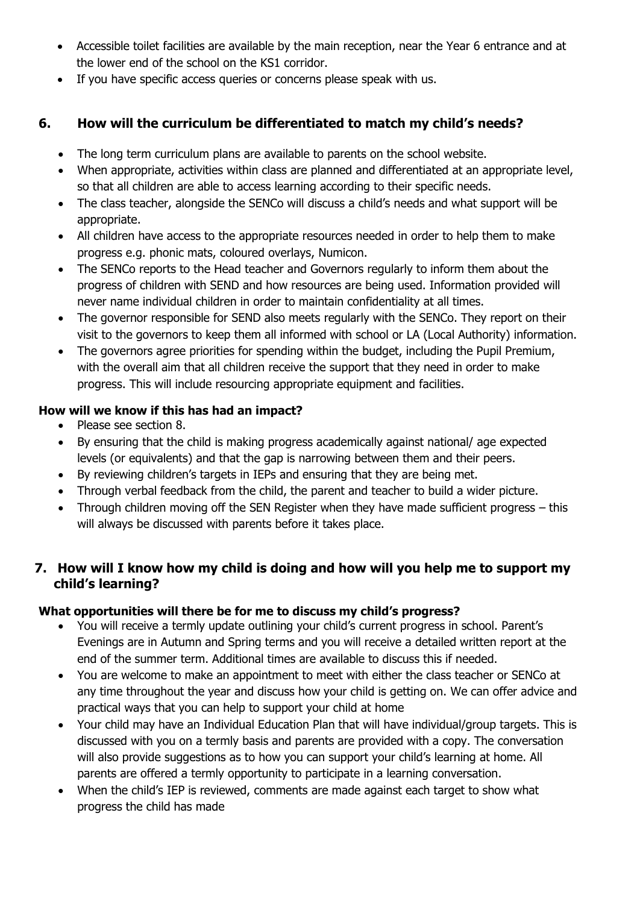- Accessible toilet facilities are available by the main reception, near the Year 6 entrance and at the lower end of the school on the KS1 corridor.
- If you have specific access queries or concerns please speak with us.

## 6. How will the curriculum be differentiated to match my child's needs?

- The long term curriculum plans are available to parents on the school website.
- When appropriate, activities within class are planned and differentiated at an appropriate level, so that all children are able to access learning according to their specific needs.
- The class teacher, alongside the SENCo will discuss a child's needs and what support will be appropriate.
- All children have access to the appropriate resources needed in order to help them to make progress e.g. phonic mats, coloured overlays, Numicon.
- The SENCo reports to the Head teacher and Governors regularly to inform them about the progress of children with SEND and how resources are being used. Information provided will never name individual children in order to maintain confidentiality at all times.
- The governor responsible for SEND also meets regularly with the SENCo. They report on their visit to the governors to keep them all informed with school or LA (Local Authority) information.
- The governors agree priorities for spending within the budget, including the Pupil Premium, with the overall aim that all children receive the support that they need in order to make progress. This will include resourcing appropriate equipment and facilities.

### How will we know if this has had an impact?

- Please see section 8.
- By ensuring that the child is making progress academically against national/ age expected levels (or equivalents) and that the gap is narrowing between them and their peers.
- By reviewing children's targets in IEPs and ensuring that they are being met.
- Through verbal feedback from the child, the parent and teacher to build a wider picture.
- Through children moving off the SEN Register when they have made sufficient progress – this will always be discussed with parents before it takes place.

## 7. How will I know how my child is doing and how will you help me to support my child's learning?

### What opportunities will there be for me to discuss my child's progress?

- You will receive a termly update outlining your child's current progress in school. Parent's Evenings are in Autumn and Spring terms and you will receive a detailed written report at the end of the summer term. Additional times are available to discuss this if needed.
- You are welcome to make an appointment to meet with either the class teacher or SENCo at any time throughout the year and discuss how your child is getting on. We can offer advice and practical ways that you can help to support your child at home
- Your child may have an Individual Education Plan that will have individual/group targets. This is discussed with you on a termly basis and parents are provided with a copy. The conversation will also provide suggestions as to how you can support your child's learning at home. All parents are offered a termly opportunity to participate in a learning conversation.
- When the child's IEP is reviewed, comments are made against each target to show what progress the child has made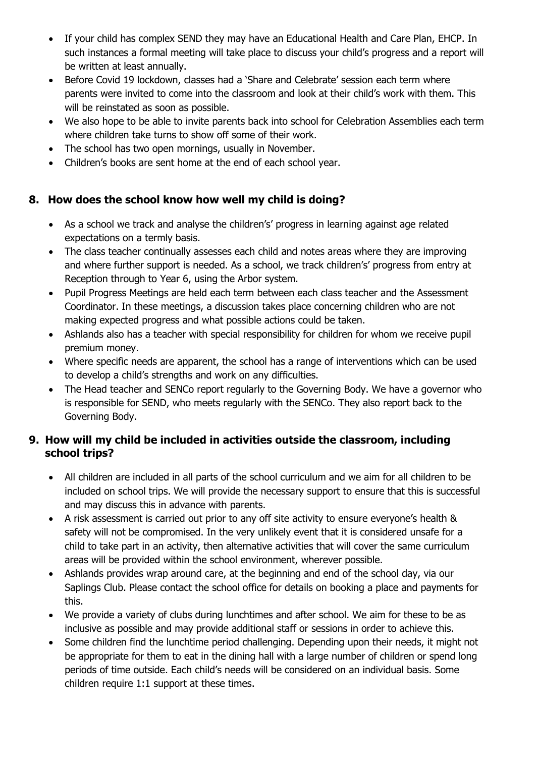- If your child has complex SEND they may have an Educational Health and Care Plan, EHCP. In such instances a formal meeting will take place to discuss your child's progress and a report will be written at least annually.
- Before Covid 19 lockdown, classes had a 'Share and Celebrate' session each term where parents were invited to come into the classroom and look at their child's work with them. This will be reinstated as soon as possible.
- We also hope to be able to invite parents back into school for Celebration Assemblies each term where children take turns to show off some of their work.
- The school has two open mornings, usually in November.
- Children's books are sent home at the end of each school year.

## 8. How does the school know how well my child is doing?

- As a school we track and analyse the children's' progress in learning against age related expectations on a termly basis.
- The class teacher continually assesses each child and notes areas where they are improving and where further support is needed. As a school, we track children's' progress from entry at Reception through to Year 6, using the Arbor system.
- Pupil Progress Meetings are held each term between each class teacher and the Assessment Coordinator. In these meetings, a discussion takes place concerning children who are not making expected progress and what possible actions could be taken.
- Ashlands also has a teacher with special responsibility for children for whom we receive pupil premium money.
- Where specific needs are apparent, the school has a range of interventions which can be used to develop a child's strengths and work on any difficulties.
- The Head teacher and SENCo report regularly to the Governing Body. We have a governor who is responsible for SEND, who meets regularly with the SENCo. They also report back to the Governing Body.

## 9. How will my child be included in activities outside the classroom, including school trips?

- All children are included in all parts of the school curriculum and we aim for all children to be included on school trips. We will provide the necessary support to ensure that this is successful and may discuss this in advance with parents.
- A risk assessment is carried out prior to any off site activity to ensure everyone's health & safety will not be compromised. In the very unlikely event that it is considered unsafe for a child to take part in an activity, then alternative activities that will cover the same curriculum areas will be provided within the school environment, wherever possible.
- Ashlands provides wrap around care, at the beginning and end of the school day, via our Saplings Club. Please contact the school office for details on booking a place and payments for this.
- We provide a variety of clubs during lunchtimes and after school. We aim for these to be as inclusive as possible and may provide additional staff or sessions in order to achieve this.
- Some children find the lunchtime period challenging. Depending upon their needs, it might not be appropriate for them to eat in the dining hall with a large number of children or spend long periods of time outside. Each child's needs will be considered on an individual basis. Some children require 1:1 support at these times.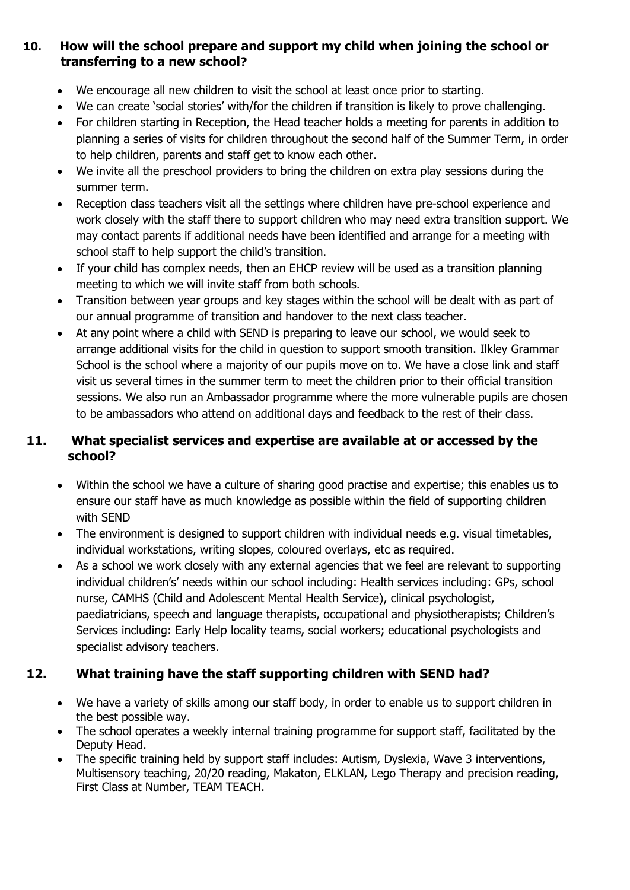## 10. How will the school prepare and support my child when joining the school or transferring to a new school?

- We encourage all new children to visit the school at least once prior to starting.
- We can create 'social stories' with/for the children if transition is likely to prove challenging.
- For children starting in Reception, the Head teacher holds a meeting for parents in addition to planning a series of visits for children throughout the second half of the Summer Term, in order to help children, parents and staff get to know each other.
- We invite all the preschool providers to bring the children on extra play sessions during the summer term.
- Reception class teachers visit all the settings where children have pre-school experience and work closely with the staff there to support children who may need extra transition support. We may contact parents if additional needs have been identified and arrange for a meeting with school staff to help support the child's transition.
- If your child has complex needs, then an EHCP review will be used as a transition planning meeting to which we will invite staff from both schools.
- Transition between year groups and key stages within the school will be dealt with as part of our annual programme of transition and handover to the next class teacher.
- At any point where a child with SEND is preparing to leave our school, we would seek to arrange additional visits for the child in question to support smooth transition. Ilkley Grammar School is the school where a majority of our pupils move on to. We have a close link and staff visit us several times in the summer term to meet the children prior to their official transition sessions. We also run an Ambassador programme where the more vulnerable pupils are chosen to be ambassadors who attend on additional days and feedback to the rest of their class.

## 11. What specialist services and expertise are available at or accessed by the school?

- Within the school we have a culture of sharing good practise and expertise; this enables us to ensure our staff have as much knowledge as possible within the field of supporting children with SEND
- The environment is designed to support children with individual needs e.g. visual timetables, individual workstations, writing slopes, coloured overlays, etc as required.
- As a school we work closely with any external agencies that we feel are relevant to supporting individual children's' needs within our school including: Health services including: GPs, school nurse, CAMHS (Child and Adolescent Mental Health Service), clinical psychologist, paediatricians, speech and language therapists, occupational and physiotherapists; Children's Services including: Early Help locality teams, social workers; educational psychologists and specialist advisory teachers.

## 12. What training have the staff supporting children with SEND had?

- We have a variety of skills among our staff body, in order to enable us to support children in the best possible way.
- The school operates a weekly internal training programme for support staff, facilitated by the Deputy Head.
- The specific training held by support staff includes: Autism, Dyslexia, Wave 3 interventions, Multisensory teaching, 20/20 reading, Makaton, ELKLAN, Lego Therapy and precision reading, First Class at Number, TEAM TEACH.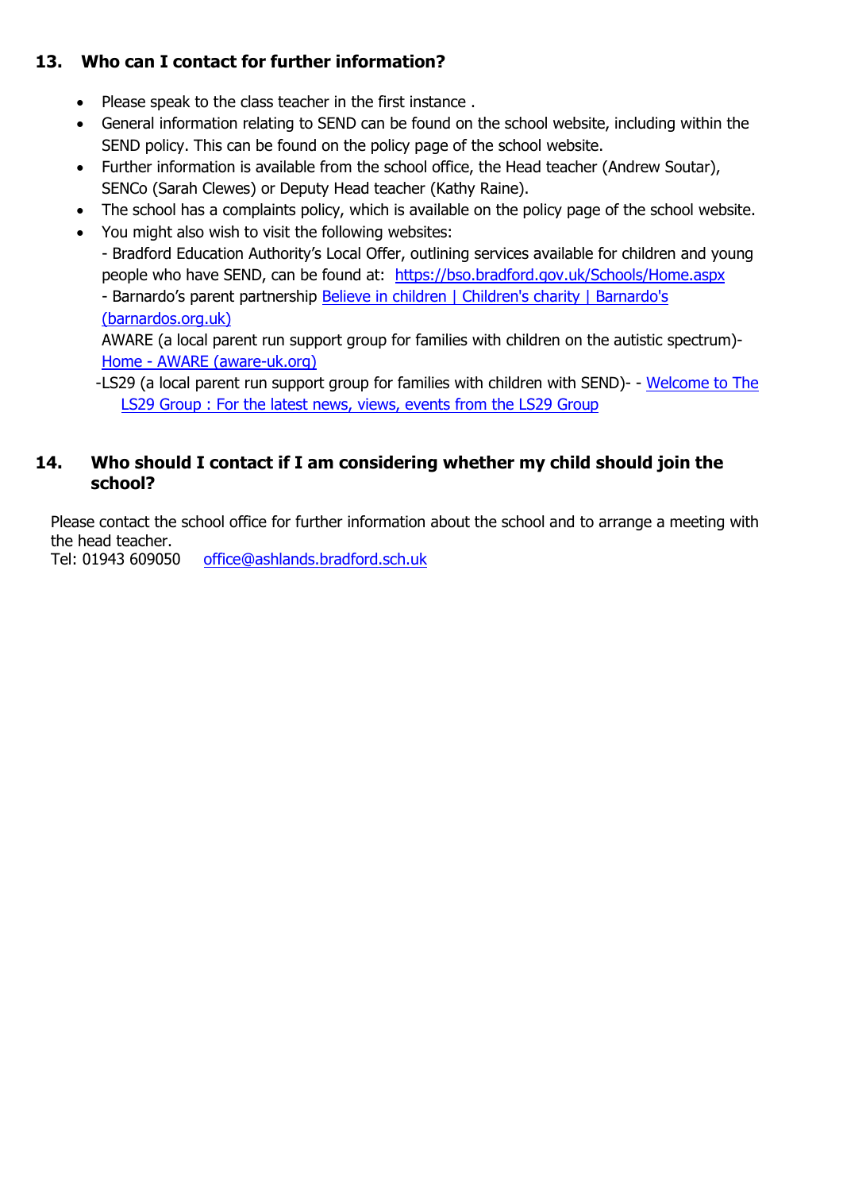## 13. Who can I contact for further information?

- Please speak to the class teacher in the first instance .
- General information relating to SEND can be found on the school website, including within the SEND policy. This can be found on the policy page of the school website.
- Further information is available from the school office, the Head teacher (Andrew Soutar), SENCo (Sarah Clewes) or Deputy Head teacher (Kathy Raine).
- The school has a complaints policy, which is available on the policy page of the school website.
- You might also wish to visit the following websites:
  - Bradford Education Authority's Local Offer, outlining services available for children and young people who have SEND, can be found at: https://bso.bradford.gov.uk/Schools/Home.aspx
  - Barnardo's parent partnership Believe in children | Children's charity | Barnardo's (barnardos.org.uk)

  AWARE (a local parent run support group for families with children on the autistic spectrum)- Home - AWARE (aware-uk.org)

  -LS29 (a local parent run support group for families with children with SEND)- - Welcome to The LS29 Group : For the latest news, views, events from the LS29 Group

## 14. Who should I contact if I am considering whether my child should join the school?

Please contact the school office for further information about the school and to arrange a meeting with the head teacher.
Tel: 01943 609050 office@ashlands.bradford.sch.uk